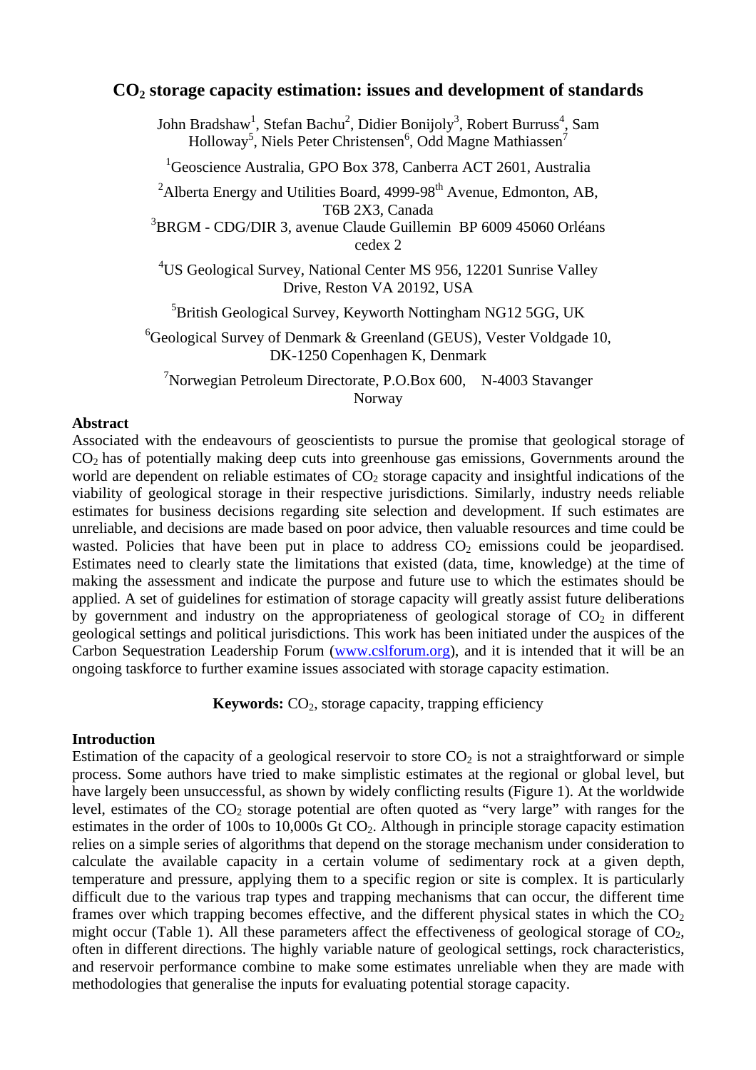# $CO_2$ storage capacity estimation: issues and development of standards

John Bradshaw[1], Stefan Bachu[2], Didier Bonijoly[3], Robert Burruss[4], Sam Holloway[5], Niels Peter Christensen[6], Odd Magne Mathiassen[7]

[1]Geoscience Australia, GPO Box 378, Canberra ACT 2601, Australia

[2]Alberta Energy and Utilities Board, 4999-98[th] Avenue, Edmonton, AB, T6B 2X3, Canada

[3]BRGM - CDG/DIR 3, avenue Claude Guillemin BP 6009 45060 Orléans cedex 2

[4]US Geological Survey, National Center MS 956, 12201 Sunrise Valley Drive, Reston VA 20192, USA

[5]British Geological Survey, Keyworth Nottingham NG12 5GG, UK

[6]Geological Survey of Denmark & Greenland (GEUS), Vester Voldgade 10, DK-1250 Copenhagen K, Denmark

[7]Norwegian Petroleum Directorate, P.O.Box 600, N-4003 Stavanger Norway

## Abstract

Associated with the endeavours of geoscientists to pursue the promise that geological storage of $CO_2$ has of potentially making deep cuts into greenhouse gas emissions, Governments around the world are dependent on reliable estimates of $CO_2$ storage capacity and insightful indications of the viability of geological storage in their respective jurisdictions. Similarly, industry needs reliable estimates for business decisions regarding site selection and development. If such estimates are unreliable, and decisions are made based on poor advice, then valuable resources and time could be wasted. Policies that have been put in place to address $CO_2$ emissions could be jeopardised. Estimates need to clearly state the limitations that existed (data, time, knowledge) at the time of making the assessment and indicate the purpose and future use to which the estimates should be applied. A set of guidelines for estimation of storage capacity will greatly assist future deliberations by government and industry on the appropriateness of geological storage of $CO_2$ in different geological settings and political jurisdictions. This work has been initiated under the auspices of the Carbon Sequestration Leadership Forum (www.cslforum.org), and it is intended that it will be an ongoing taskforce to further examine issues associated with storage capacity estimation.

**Keywords:** $CO_2$, storage capacity, trapping efficiency

## Introduction

Estimation of the capacity of a geological reservoir to store $CO_2$ is not a straightforward or simple process. Some authors have tried to make simplistic estimates at the regional or global level, but have largely been unsuccessful, as shown by widely conflicting results (Figure 1). At the worldwide level, estimates of the $CO_2$ storage potential are often quoted as "very large" with ranges for the estimates in the order of 100s to 10,000s Gt $CO_2$. Although in principle storage capacity estimation relies on a simple series of algorithms that depend on the storage mechanism under consideration to calculate the available capacity in a certain volume of sedimentary rock at a given depth, temperature and pressure, applying them to a specific region or site is complex. It is particularly difficult due to the various trap types and trapping mechanisms that can occur, the different time frames over which trapping becomes effective, and the different physical states in which the $CO_2$ might occur (Table 1). All these parameters affect the effectiveness of geological storage of $CO_2$, often in different directions. The highly variable nature of geological settings, rock characteristics, and reservoir performance combine to make some estimates unreliable when they are made with methodologies that generalise the inputs for evaluating potential storage capacity.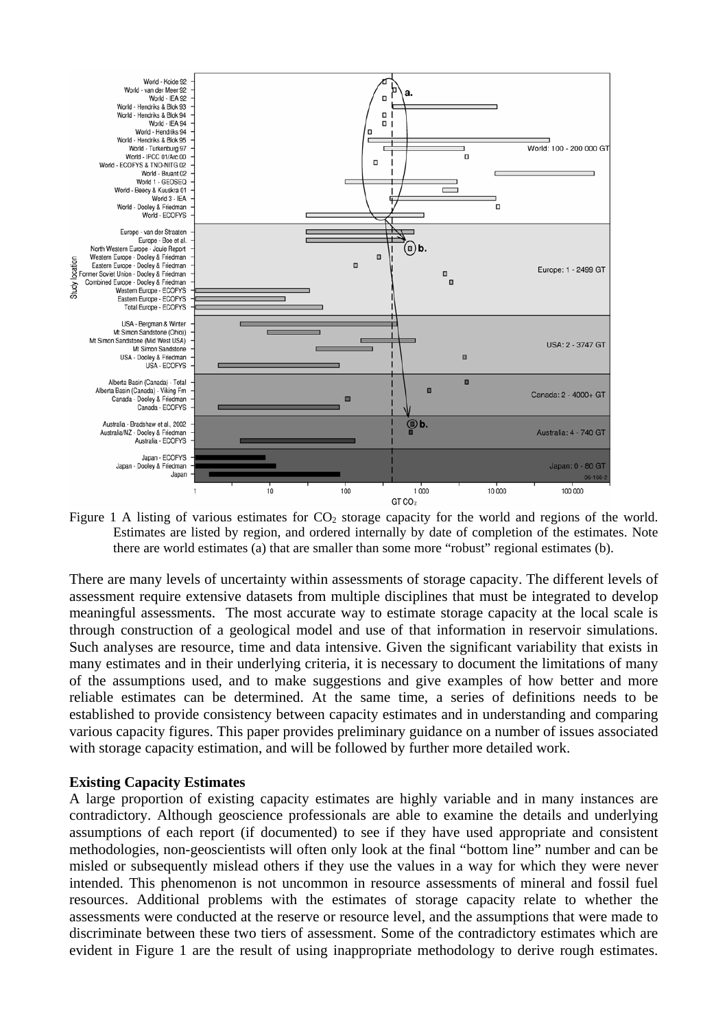World - Koide 92
World - van der Meer 92
World - IEA 92
World - Hendriks & Blok 93
World - Hendriks & Blok 94
World - IEA 94
World - Hendriks 94
World - Hendriks & Blok 95
World - Turkenburg 97
World - IPCC 01/Arc 00
World - ECOFYS & TNO-NITG 02
World - Bruant 02
World 1 - GEOSEQ
World - Beecy & Kuuskra 01
World 3 - IEA
World - Dooley & Friedman
World - ECOFYS

a.

World: 100 - 200 000 GT

Europe - van der Straaten
Europe - Boe et al.
North Western Europe - Joule Report
Western Europe - Dooley & Friedman
Eastern Europe - Dooley & Friedman
Former Soviet Union - Dooley & Friedman
Combined Europe - Dooley & Friedman
Western Europe - ECOFYS
Eastern Europe - ECOFYS
Total Europe - ECOFYS

b.

Europe: 1 - 2499 GT

USA - Bergman & Winter
Mt Simon Sandstone (Ohio)
Mt Simon Sandstone (Mid West USA)
Mt Simon Sandstone
USA - Dooley & Friedman
USA - ECOFYS

USA: 2 - 3747 GT

Alberta Basin (Canada) - Total
Alberta Basin (Canada) - Viking Fm
Canada - Dooley & Friedman
Canada - ECOFYS

Canada: 2 - 4000+ GT

Australia - Bradshaw et al., 2002
Australia/NZ - Dooley & Friedman
Australia - ECOFYS

b.

Australia: 4 - 740 GT

Japan - ECOFYS
Japan - Dooley & Friedman
Japan

Japan: 0 - 80 GT

06-166-2

Study location

1 10 100 1 000 10 000 100 000

GT $CO_2$

Figure 1 A listing of various estimates for $CO_2$ storage capacity for the world and regions of the world. Estimates are listed by region, and ordered internally by date of completion of the estimates. Note there are world estimates (a) that are smaller than some more "robust" regional estimates (b).

There are many levels of uncertainty within assessments of storage capacity. The different levels of assessment require extensive datasets from multiple disciplines that must be integrated to develop meaningful assessments. The most accurate way to estimate storage capacity at the local scale is through construction of a geological model and use of that information in reservoir simulations. Such analyses are resource, time and data intensive. Given the significant variability that exists in many estimates and in their underlying criteria, it is necessary to document the limitations of many of the assumptions used, and to make suggestions and give examples of how better and more reliable estimates can be determined. At the same time, a series of definitions needs to be established to provide consistency between capacity estimates and in understanding and comparing various capacity figures. This paper provides preliminary guidance on a number of issues associated with storage capacity estimation, and will be followed by further more detailed work.

**Existing Capacity Estimates**

A large proportion of existing capacity estimates are highly variable and in many instances are contradictory. Although geoscience professionals are able to examine the details and underlying assumptions of each report (if documented) to see if they have used appropriate and consistent methodologies, non-geoscientists will often only look at the final "bottom line" number and can be misled or subsequently mislead others if they use the values in a way for which they were never intended. This phenomenon is not uncommon in resource assessments of mineral and fossil fuel resources. Additional problems with the estimates of storage capacity relate to whether the assessments were conducted at the reserve or resource level, and the assumptions that were made to discriminate between these two tiers of assessment. Some of the contradictory estimates which are evident in Figure 1 are the result of using inappropriate methodology to derive rough estimates.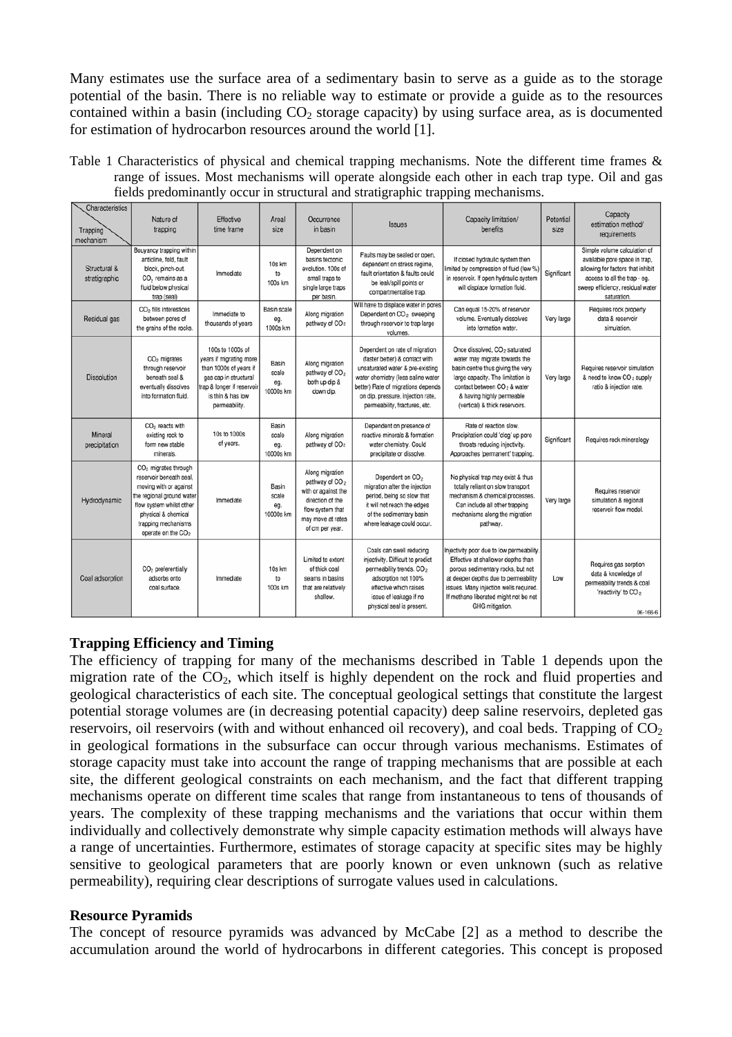Many estimates use the surface area of a sedimentary basin to serve as a guide as to the storage potential of the basin. There is no reliable way to estimate or provide a guide as to the resources contained within a basin (including $CO_2$ storage capacity) by using surface area, as is documented for estimation of hydrocarbon resources around the world [1].

Table 1 Characteristics of physical and chemical trapping mechanisms. Note the different time frames & range of issues. Most mechanisms will operate alongside each other in each trap type. Oil and gas fields predominantly occur in structural and stratigraphic trapping mechanisms.

| Trapping mechanism / Characteristics | Nature of trapping | Effective time frame | Areal size | Occurrence in basin | Issues | Capacity limitation/ benefits | Potential size | Capacity estimation method/ requirements |
|---|---|---|---|---|---|---|---|---|
| Structural & stratigraphic | Bouyancy trapping within anticline, fold, fault block, pinch-out. $CO_2$ remains as a fluid below physical trap (seal) | Immediate | 10s km to 100s km | Dependent on basins tectonic evolution. 100s of small traps to single large traps per basin. | Faults may be sealed or open, dependent on stress regime, fault orientation & faults could be leak/spill points or compartmentalise trap. | If closed hydraulic system then limited by compression of fluid (few %) in reservoir. If open hydraulic system will displace formation fluid. | Significant | Simple volume calculation of available pore space in trap, allowing for factors that inhibit access to all the trap - eg. sweep efficiency, residual water saturation. |
| Residual gas | $CO_2$ fills interstices between pores of the grains of the rocks. | Immediate to thousands of years | Basin scale eg. 1000s km | Along migration pathway of $CO_2$ | Will have to displace water in pores. Dependent on $CO_2$ sweeping through reservoir to trap large volumes. | Can equal 15-20% of reservoir volume. Eventually dissolves into formation water. | Very large | Requires rock property data & reservoir simulation. |
| Dissolution | $CO_2$ migrates through reservoir beneath seal & eventually dissolves into formation fluid. | 100s to 1000s of years if migrating more than 1000s of years if gas cap in structural trap & longer if reservoir is thin & has low permeability. | Basin scale eg. 10000s km | Along migration pathway of $CO_2$ both up dip & down dip. | Dependent on rate of migration (faster better) & contact with unsaturated water & pre-existing water chemistry (less saline water better) Rate of migrations depends on dip, pressure, injection rate, permeability, fractures, etc. | Once dissolved, $CO_2$ saturated water may migrate towards the basin centre thus giving the very large capacity. The limitation is contact between $CO_2$ & water & having highly permeable (vertical) & thick reservoirs. | Very large | Requires reservoir simulation & need to know $CO_2$ supply ratio & injection rate. |
| Mineral precipitation | $CO_2$ reacts with existing rock to form new stable minerals. | 10s to 1000s of years. | Basin scale eg. 10000s km | Along migration pathway of $CO_2$ | Dependent on presence of reactive minerals & formation water chemistry. Could precipitate or dissolve. | Rate of reaction slow. Precipitation could 'clog' up pore throats reducing injectivity. Approaches 'permanent' trapping. | Significant | Requires rock mineralogy |
| Hydrodynamic | $CO_2$ migrates through reservoir beneath seal, moving with or against the regional ground water flow system whilst other physical & chemical trapping mechanisms operate on the $CO_2$ | Immediate | Basin scale eg. 10000s km | Along migration pathway of $CO_2$ with or against the direction of the flow system that may move at rates of cm per year. | Dependent on $CO_2$ migration after the injection period, being so slow that it will not reach the edges of the sedimentary basin where leakage could occur. | No physical trap may exist & thus totally reliant on slow transport mechanism & chemical processes. Can include all other trapping mechanisms along the migration pathway. | Very large | Requires reservoir simulation & regional reservoir flow model. |
| Coal adsorption | $CO_2$ preferentially adsorbs onto coal surface. | Immediate | 10s km to 100s km | Limited to extent of thick coal seams in basins that are relatively shallow. | Coals can swell reducing injectivity. Difficult to predict permeability trends. $CO_2$ adsorption not 100% effective which raises issue of leakage if no physical seal is present. | Injectivity poor due to low permeability. Effective at shallower depths than porous sedimentary rocks, but not at deeper depths due to permeability issues. Many injection wells required. If methane liberated might not be net GHG mitigation. | Low | Requires gas sorption data & knowledge of permeability trends & coal 'reactivity' to $CO_2$ |

06-166-6

### Trapping Efficiency and Timing

The efficiency of trapping for many of the mechanisms described in Table 1 depends upon the migration rate of the $CO_2$, which itself is highly dependent on the rock and fluid properties and geological characteristics of each site. The conceptual geological settings that constitute the largest potential storage volumes are (in decreasing potential capacity) deep saline reservoirs, depleted gas reservoirs, oil reservoirs (with and without enhanced oil recovery), and coal beds. Trapping of $CO_2$ in geological formations in the subsurface can occur through various mechanisms. Estimates of storage capacity must take into account the range of trapping mechanisms that are possible at each site, the different geological constraints on each mechanism, and the fact that different trapping mechanisms operate on different time scales that range from instantaneous to tens of thousands of years. The complexity of these trapping mechanisms and the variations that occur within them individually and collectively demonstrate why simple capacity estimation methods will always have a range of uncertainties. Furthermore, estimates of storage capacity at specific sites may be highly sensitive to geological parameters that are poorly known or even unknown (such as relative permeability), requiring clear descriptions of surrogate values used in calculations.

### Resource Pyramids

The concept of resource pyramids was advanced by McCabe [2] as a method to describe the accumulation around the world of hydrocarbons in different categories. This concept is proposed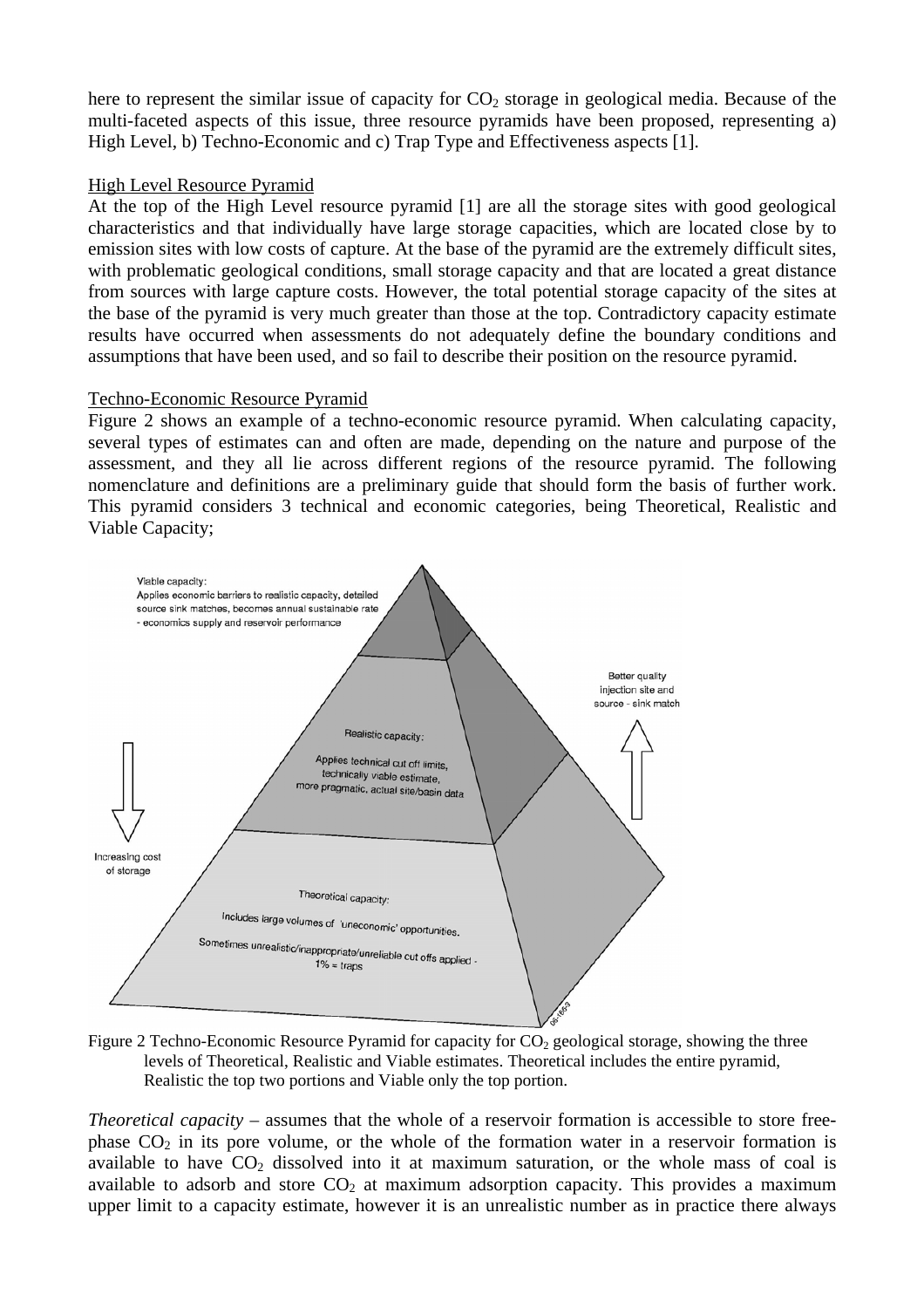here to represent the similar issue of capacity for $CO_2$ storage in geological media. Because of the multi-faceted aspects of this issue, three resource pyramids have been proposed, representing a) High Level, b) Techno-Economic and c) Trap Type and Effectiveness aspects [1].

High Level Resource Pyramid

At the top of the High Level resource pyramid [1] are all the storage sites with good geological characteristics and that individually have large storage capacities, which are located close by to emission sites with low costs of capture. At the base of the pyramid are the extremely difficult sites, with problematic geological conditions, small storage capacity and that are located a great distance from sources with large capture costs. However, the total potential storage capacity of the sites at the base of the pyramid is very much greater than those at the top. Contradictory capacity estimate results have occurred when assessments do not adequately define the boundary conditions and assumptions that have been used, and so fail to describe their position on the resource pyramid.

Techno-Economic Resource Pyramid

Figure 2 shows an example of a techno-economic resource pyramid. When calculating capacity, several types of estimates can and often are made, depending on the nature and purpose of the assessment, and they all lie across different regions of the resource pyramid. The following nomenclature and definitions are a preliminary guide that should form the basis of further work. This pyramid considers 3 technical and economic categories, being Theoretical, Realistic and Viable Capacity;

Viable capacity: Applies economic barriers to realistic capacity, detailed source sink matches, becomes annual sustainable rate - economics supply and reservoir performance

Realistic capacity: Applies technical cut off limits, technically viable estimate, more pragmatic, actual site/basin data

Theoretical capacity: Includes large volumes of 'uneconomic' opportunities. Sometimes unrealistic/inappropriate/unreliable cut offs applied - 1% = traps

Increasing cost of storage

Better quality injection site and source - sink match

Figure 2 Techno-Economic Resource Pyramid for capacity for $CO_2$ geological storage, showing the three levels of Theoretical, Realistic and Viable estimates. Theoretical includes the entire pyramid, Realistic the top two portions and Viable only the top portion.

*Theoretical capacity* – assumes that the whole of a reservoir formation is accessible to store free-phase $CO_2$ in its pore volume, or the whole of the formation water in a reservoir formation is available to have $CO_2$ dissolved into it at maximum saturation, or the whole mass of coal is available to adsorb and store $CO_2$ at maximum adsorption capacity. This provides a maximum upper limit to a capacity estimate, however it is an unrealistic number as in practice there always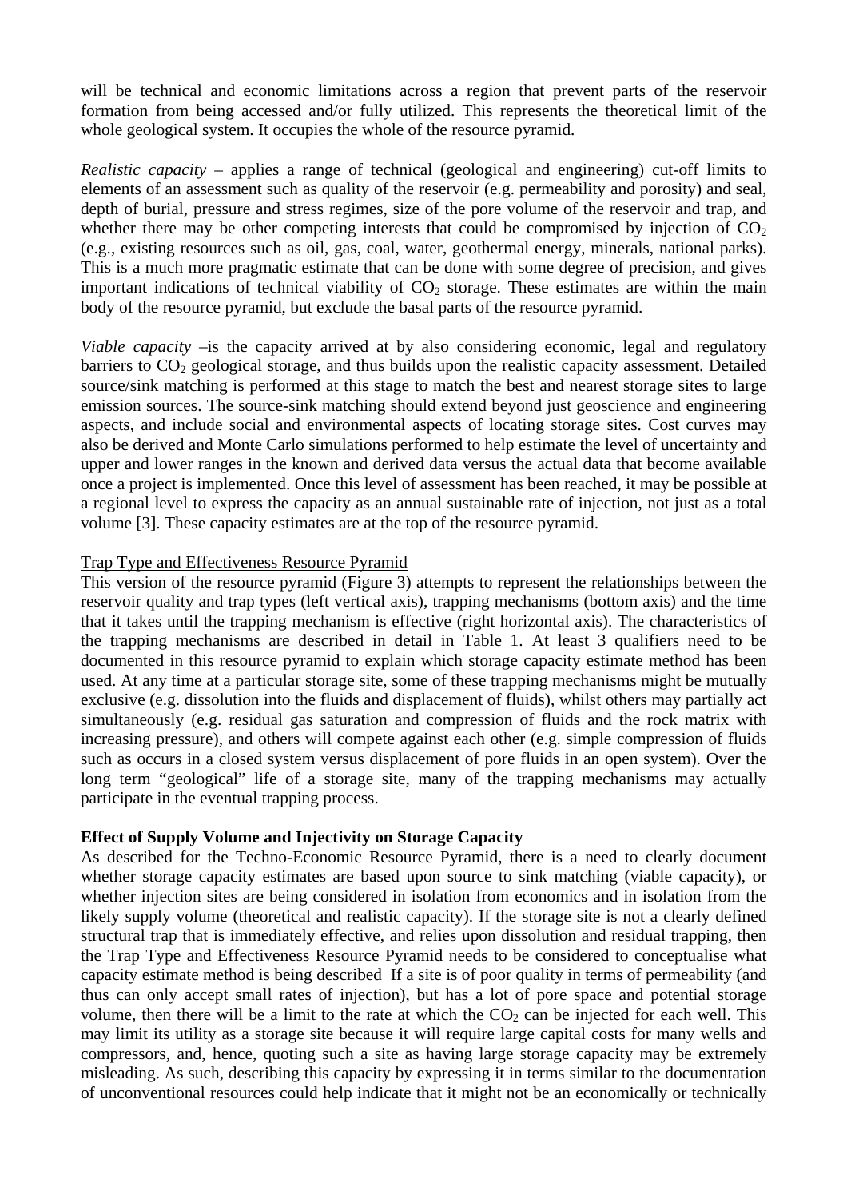will be technical and economic limitations across a region that prevent parts of the reservoir formation from being accessed and/or fully utilized. This represents the theoretical limit of the whole geological system. It occupies the whole of the resource pyramid.

*Realistic capacity* – applies a range of technical (geological and engineering) cut-off limits to elements of an assessment such as quality of the reservoir (e.g. permeability and porosity) and seal, depth of burial, pressure and stress regimes, size of the pore volume of the reservoir and trap, and whether there may be other competing interests that could be compromised by injection of $CO_2$ (e.g., existing resources such as oil, gas, coal, water, geothermal energy, minerals, national parks). This is a much more pragmatic estimate that can be done with some degree of precision, and gives important indications of technical viability of $CO_2$ storage. These estimates are within the main body of the resource pyramid, but exclude the basal parts of the resource pyramid.

*Viable capacity* –is the capacity arrived at by also considering economic, legal and regulatory barriers to $CO_2$ geological storage, and thus builds upon the realistic capacity assessment. Detailed source/sink matching is performed at this stage to match the best and nearest storage sites to large emission sources. The source-sink matching should extend beyond just geoscience and engineering aspects, and include social and environmental aspects of locating storage sites. Cost curves may also be derived and Monte Carlo simulations performed to help estimate the level of uncertainty and upper and lower ranges in the known and derived data versus the actual data that become available once a project is implemented. Once this level of assessment has been reached, it may be possible at a regional level to express the capacity as an annual sustainable rate of injection, not just as a total volume [3]. These capacity estimates are at the top of the resource pyramid.

Trap Type and Effectiveness Resource Pyramid

This version of the resource pyramid (Figure 3) attempts to represent the relationships between the reservoir quality and trap types (left vertical axis), trapping mechanisms (bottom axis) and the time that it takes until the trapping mechanism is effective (right horizontal axis). The characteristics of the trapping mechanisms are described in detail in Table 1. At least 3 qualifiers need to be documented in this resource pyramid to explain which storage capacity estimate method has been used. At any time at a particular storage site, some of these trapping mechanisms might be mutually exclusive (e.g. dissolution into the fluids and displacement of fluids), whilst others may partially act simultaneously (e.g. residual gas saturation and compression of fluids and the rock matrix with increasing pressure), and others will compete against each other (e.g. simple compression of fluids such as occurs in a closed system versus displacement of pore fluids in an open system). Over the long term "geological" life of a storage site, many of the trapping mechanisms may actually participate in the eventual trapping process.

**Effect of Supply Volume and Injectivity on Storage Capacity**

As described for the Techno-Economic Resource Pyramid, there is a need to clearly document whether storage capacity estimates are based upon source to sink matching (viable capacity), or whether injection sites are being considered in isolation from economics and in isolation from the likely supply volume (theoretical and realistic capacity). If the storage site is not a clearly defined structural trap that is immediately effective, and relies upon dissolution and residual trapping, then the Trap Type and Effectiveness Resource Pyramid needs to be considered to conceptualise what capacity estimate method is being described If a site is of poor quality in terms of permeability (and thus can only accept small rates of injection), but has a lot of pore space and potential storage volume, then there will be a limit to the rate at which the $CO_2$ can be injected for each well. This may limit its utility as a storage site because it will require large capital costs for many wells and compressors, and, hence, quoting such a site as having large storage capacity may be extremely misleading. As such, describing this capacity by expressing it in terms similar to the documentation of unconventional resources could help indicate that it might not be an economically or technically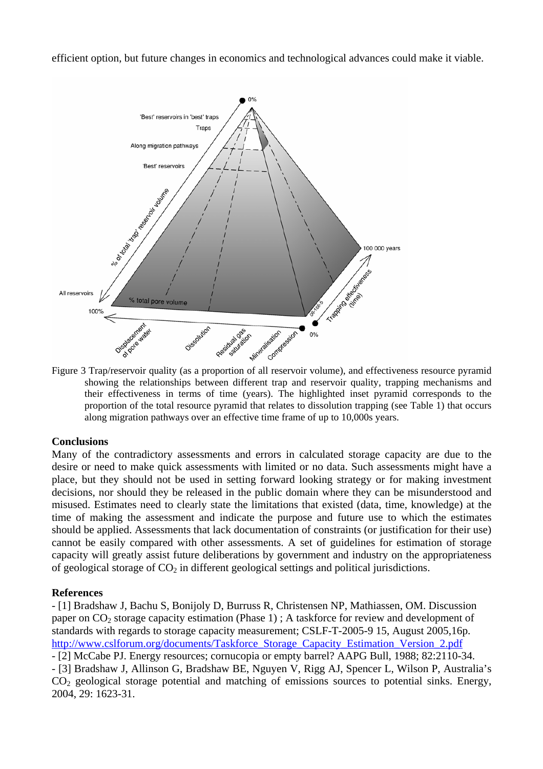efficient option, but future changes in economics and technological advances could make it viable.

0%

'Best' reservoirs in 'best' traps

Traps

Along migration pathways

'Best' reservoirs

% of total 'trap' reservoir volume

All reservoirs

100%

% total pore volume

100 000 years

Trapping effectiveness (time)

06-166-3

0%

Displacement of pore water

Dissolution

Residual gas saturation

Mineralisation

Compression

Figure 3 Trap/reservoir quality (as a proportion of all reservoir volume), and effectiveness resource pyramid showing the relationships between different trap and reservoir quality, trapping mechanisms and their effectiveness in terms of time (years). The highlighted inset pyramid corresponds to the proportion of the total resource pyramid that relates to dissolution trapping (see Table 1) that occurs along migration pathways over an effective time frame of up to 10,000s years.

## Conclusions

Many of the contradictory assessments and errors in calculated storage capacity are due to the desire or need to make quick assessments with limited or no data. Such assessments might have a place, but they should not be used in setting forward looking strategy or for making investment decisions, nor should they be released in the public domain where they can be misunderstood and misused. Estimates need to clearly state the limitations that existed (data, time, knowledge) at the time of making the assessment and indicate the purpose and future use to which the estimates should be applied. Assessments that lack documentation of constraints (or justification for their use) cannot be easily compared with other assessments. A set of guidelines for estimation of storage capacity will greatly assist future deliberations by government and industry on the appropriateness of geological storage of $CO_2$ in different geological settings and political jurisdictions.

## References

- [1] Bradshaw J, Bachu S, Bonijoly D, Burruss R, Christensen NP, Mathiassen, OM. Discussion paper on $CO_2$ storage capacity estimation (Phase 1) ; A taskforce for review and development of standards with regards to storage capacity measurement; CSLF-T-2005-9 15, August 2005,16p. http://www.cslforum.org/documents/Taskforce_Storage_Capacity_Estimation_Version_2.pdf
- [2] McCabe PJ. Energy resources; cornucopia or empty barrel? AAPG Bull, 1988; 82:2110-34.
- [3] Bradshaw J, Allinson G, Bradshaw BE, Nguyen V, Rigg AJ, Spencer L, Wilson P, Australia's $CO_2$ geological storage potential and matching of emissions sources to potential sinks. Energy, 2004, 29: 1623-31.